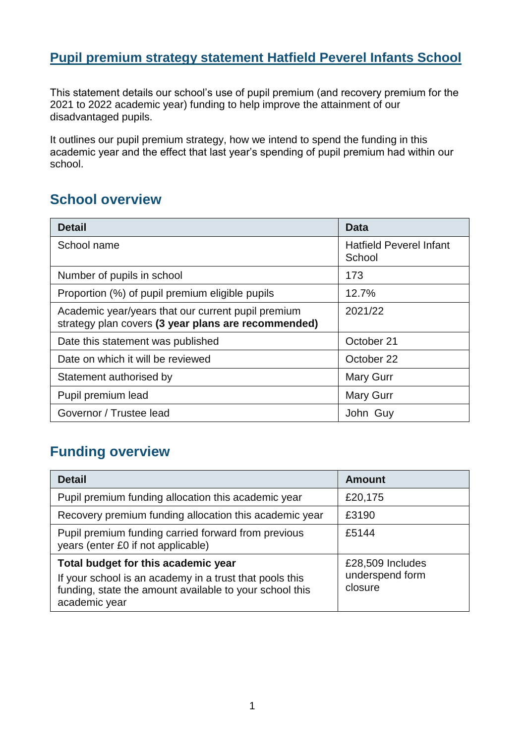# Pupil premium strategy statement Hatfield Peverel Infants School

This statement details our school's use of pupil premium (and recovery premium for the 2021 to 2022 academic year) funding to help improve the attainment of our disadvantaged pupils.

It outlines our pupil premium strategy, how we intend to spend the funding in this academic year and the effect that last year's spending of pupil premium had within our school.

## School overview

| Detail | Data |
|---|---|
| School name | Hatfield Peverel Infant School |
| Number of pupils in school | 173 |
| Proportion (%) of pupil premium eligible pupils | 12.7% |
| Academic year/years that our current pupil premium strategy plan covers **(3 year plans are recommended)** | 2021/22 |
| Date this statement was published | October 21 |
| Date on which it will be reviewed | October 22 |
| Statement authorised by | Mary Gurr |
| Pupil premium lead | Mary Gurr |
| Governor / Trustee lead | John Guy |

## Funding overview

| Detail | Amount |
|---|---|
| Pupil premium funding allocation this academic year | £20,175 |
| Recovery premium funding allocation this academic year | £3190 |
| Pupil premium funding carried forward from previous years (enter £0 if not applicable) | £5144 |
| **Total budget for this academic year**<br>If your school is an academy in a trust that pools this funding, state the amount available to your school this academic year | £28,509 Includes underspend form closure |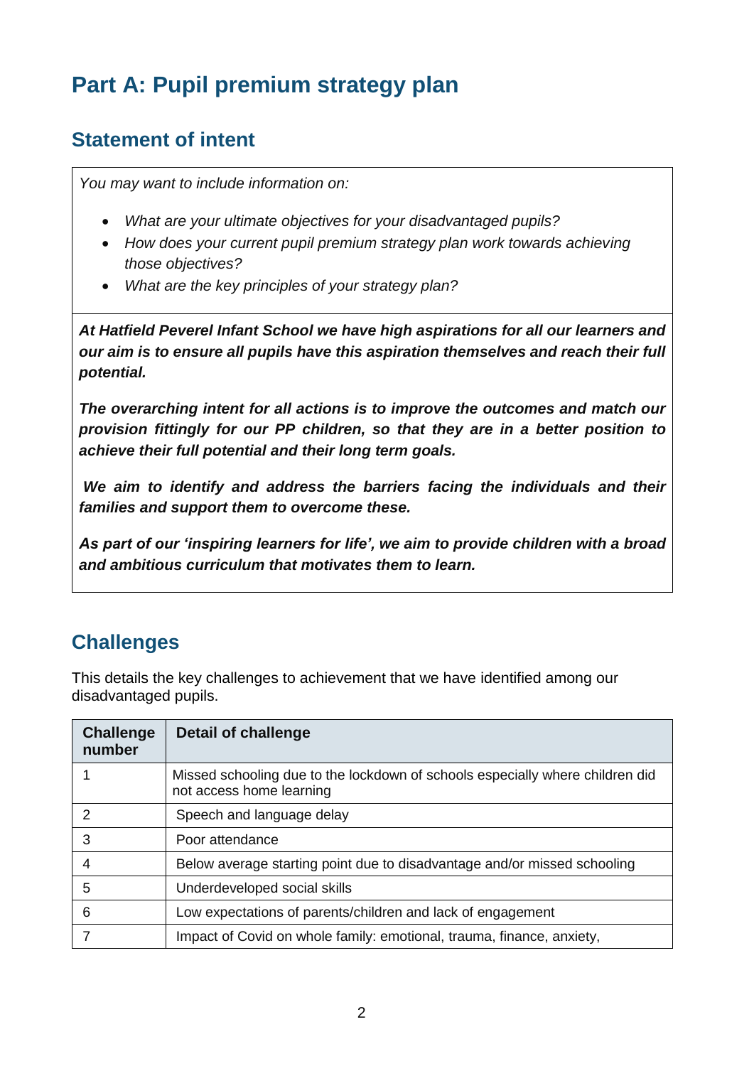# Part A: Pupil premium strategy plan

## Statement of intent

*You may want to include information on:*

- *What are your ultimate objectives for your disadvantaged pupils?*
- *How does your current pupil premium strategy plan work towards achieving those objectives?*
- *What are the key principles of your strategy plan?*

***At Hatfield Peverel Infant School we have high aspirations for all our learners and our aim is to ensure all pupils have this aspiration themselves and reach their full potential.***

***The overarching intent for all actions is to improve the outcomes and match our provision fittingly for our PP children, so that they are in a better position to achieve their full potential and their long term goals.***

***We aim to identify and address the barriers facing the individuals and their families and support them to overcome these.***

***As part of our 'inspiring learners for life', we aim to provide children with a broad and ambitious curriculum that motivates them to learn.***

## Challenges

This details the key challenges to achievement that we have identified among our disadvantaged pupils.

| Challenge number | Detail of challenge |
| --- | --- |
| 1 | Missed schooling due to the lockdown of schools especially where children did not access home learning |
| 2 | Speech and language delay |
| 3 | Poor attendance |
| 4 | Below average starting point due to disadvantage and/or missed schooling |
| 5 | Underdeveloped social skills |
| 6 | Low expectations of parents/children and lack of engagement |
| 7 | Impact of Covid on whole family: emotional, trauma, finance, anxiety, |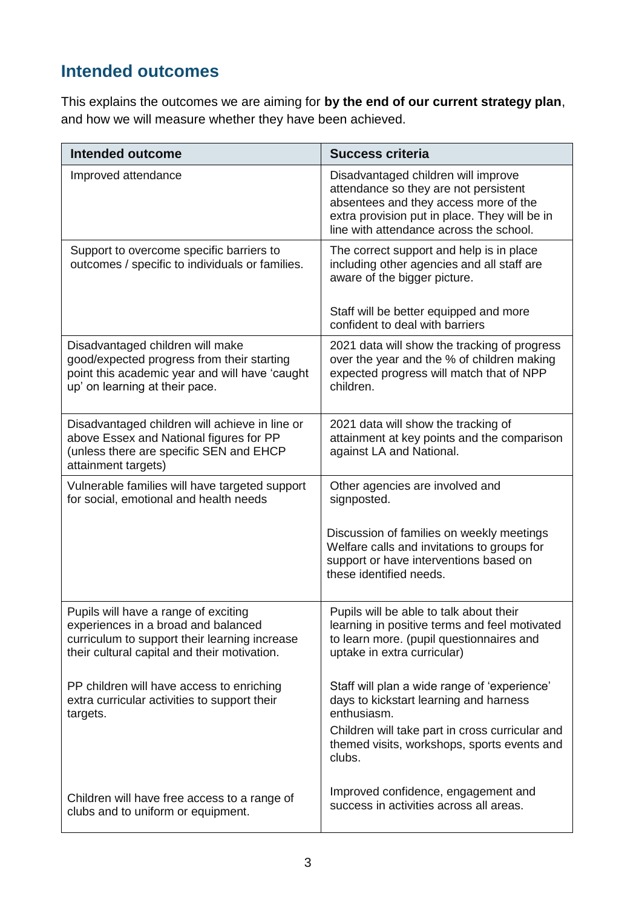## Intended outcomes

This explains the outcomes we are aiming for **by the end of our current strategy plan**, and how we will measure whether they have been achieved.

| Intended outcome | Success criteria |
|---|---|
| Improved attendance | Disadvantaged children will improve attendance so they are not persistent absentees and they access more of the extra provision put in place. They will be in line with attendance across the school. |
| Support to overcome specific barriers to outcomes / specific to individuals or families. | The correct support and help is in place including other agencies and all staff are aware of the bigger picture.<br><br>Staff will be better equipped and more confident to deal with barriers |
| Disadvantaged children will make good/expected progress from their starting point this academic year and will have 'caught up' on learning at their pace. | 2021 data will show the tracking of progress over the year and the % of children making expected progress will match that of NPP children. |
| Disadvantaged children will achieve in line or above Essex and National figures for PP (unless there are specific SEN and EHCP attainment targets) | 2021 data will show the tracking of attainment at key points and the comparison against LA and National. |
| Vulnerable families will have targeted support for social, emotional and health needs | Other agencies are involved and signposted.<br><br>Discussion of families on weekly meetings Welfare calls and invitations to groups for support or have interventions based on these identified needs. |
| Pupils will have a range of exciting experiences in a broad and balanced curriculum to support their learning increase their cultural capital and their motivation.<br><br>PP children will have access to enriching extra curricular activities to support their targets.<br><br>Children will have free access to a range of clubs and to uniform or equipment. | Pupils will be able to talk about their learning in positive terms and feel motivated to learn more. (pupil questionnaires and uptake in extra curricular)<br><br>Staff will plan a wide range of 'experience' days to kickstart learning and harness enthusiasm.<br>Children will take part in cross curricular and themed visits, workshops, sports events and clubs.<br><br>Improved confidence, engagement and success in activities across all areas. |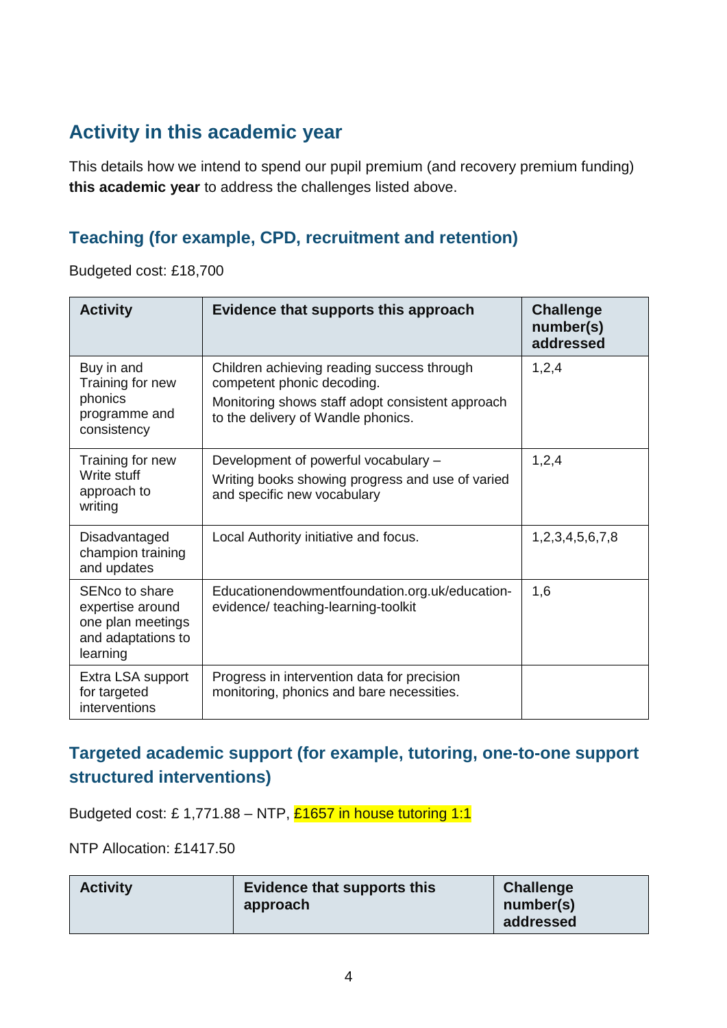## Activity in this academic year

This details how we intend to spend our pupil premium (and recovery premium funding) **this academic year** to address the challenges listed above.

### Teaching (for example, CPD, recruitment and retention)

Budgeted cost: £18,700

| Activity | Evidence that supports this approach | Challenge number(s) addressed |
|---|---|---|
| Buy in and Training for new phonics programme and consistency | Children achieving reading success through competent phonic decoding.<br>Monitoring shows staff adopt consistent approach to the delivery of Wandle phonics. | 1,2,4 |
| Training for new Write stuff approach to writing | Development of powerful vocabulary –<br>Writing books showing progress and use of varied and specific new vocabulary | 1,2,4 |
| Disadvantaged champion training and updates | Local Authority initiative and focus. | 1,2,3,4,5,6,7,8 |
| SENco to share expertise around one plan meetings and adaptations to learning | Educationendowmentfoundation.org.uk/education-evidence/ teaching-learning-toolkit | 1,6 |
| Extra LSA support for targeted interventions | Progress in intervention data for precision monitoring, phonics and bare necessities. | |

### Targeted academic support (for example, tutoring, one-to-one support structured interventions)

Budgeted cost: £ 1,771.88 – NTP, £1657 in house tutoring 1:1

NTP Allocation: £1417.50

| Activity | Evidence that supports this approach | Challenge number(s) addressed |
|---|---|---|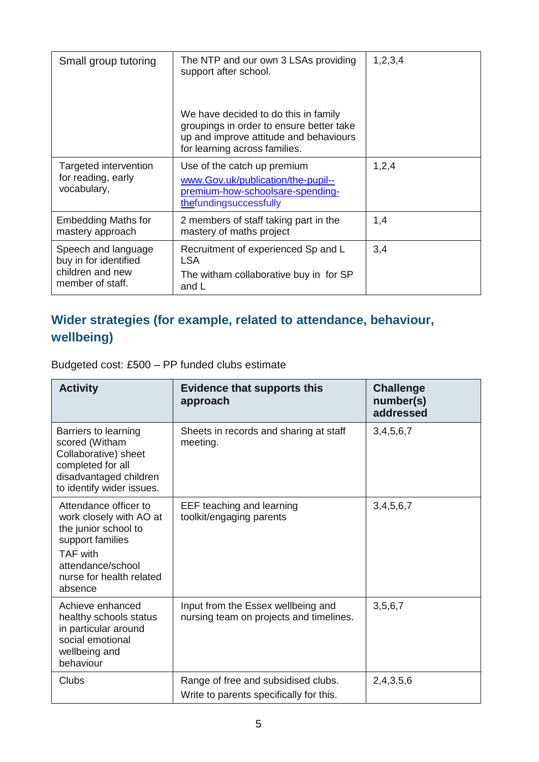| | | |
|---|---|---|
| Small group tutoring | The NTP and our own 3 LSAs providing support after school.<br><br>We have decided to do this in family groupings in order to ensure better take up and improve attitude and behaviours for learning across families. | 1,2,3,4 |
| Targeted intervention for reading, early vocabulary, | Use of the catch up premium [www.Gov.uk/publication/the-pupil--premium-how-schoolsare-spending-thefundingsuccessfully](www.Gov.uk/publication/the-pupil--premium-how-schoolsare-spending-thefundingsuccessfully) | 1,2,4 |
| Embedding Maths for mastery approach | 2 members of staff taking part in the mastery of maths project | 1,4 |
| Speech and language buy in for identified children and new member of staff. | Recruitment of experienced Sp and L LSA<br>The witham collaborative buy in for SP and L | 3,4 |

## Wider strategies (for example, related to attendance, behaviour, wellbeing)

Budgeted cost: £500 – PP funded clubs estimate

| Activity | Evidence that supports this approach | Challenge number(s) addressed |
|---|---|---|
| Barriers to learning scored (Witham Collaborative) sheet completed for all disadvantaged children to identify wider issues. | Sheets in records and sharing at staff meeting. | 3,4,5,6,7 |
| Attendance officer to work closely with AO at the junior school to support families<br>TAF with attendance/school nurse for health related absence | EEF teaching and learning toolkit/engaging parents | 3,4,5,6,7 |
| Achieve enhanced healthy schools status in particular around social emotional wellbeing and behaviour | Input from the Essex wellbeing and nursing team on projects and timelines. | 3,5,6,7 |
| Clubs | Range of free and subsidised clubs.<br>Write to parents specifically for this. | 2,4,3,5,6 |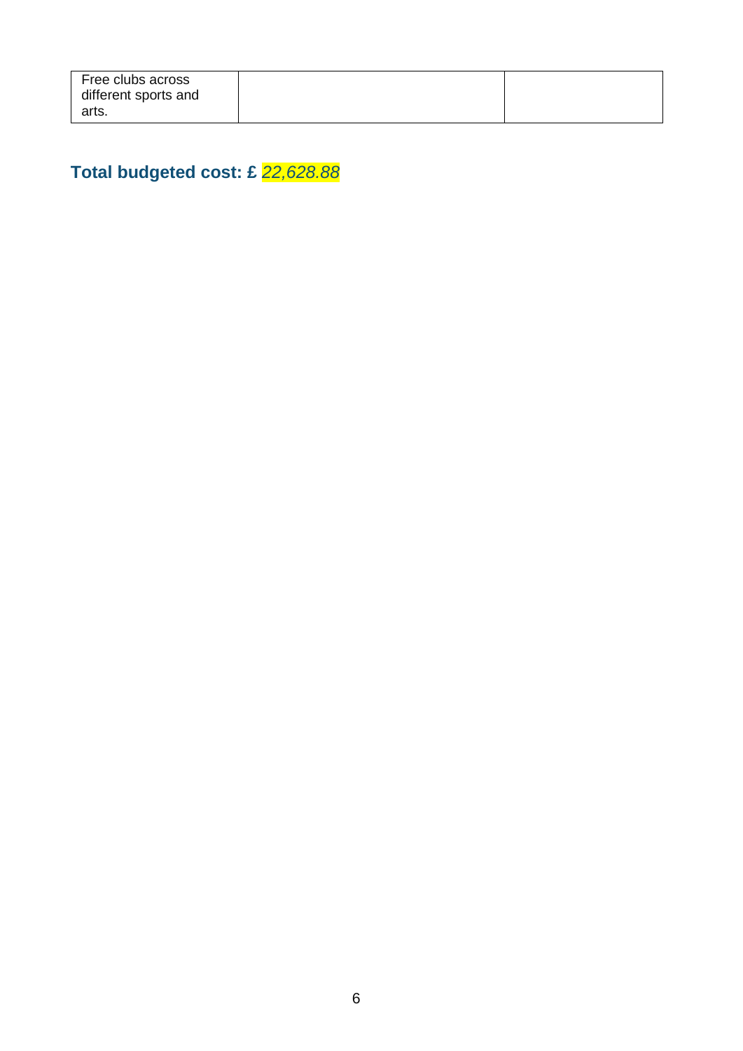| | | |
|---|---|---|
| Free clubs across different sports and arts. | | |

**Total budgeted cost: £ *22,628.88***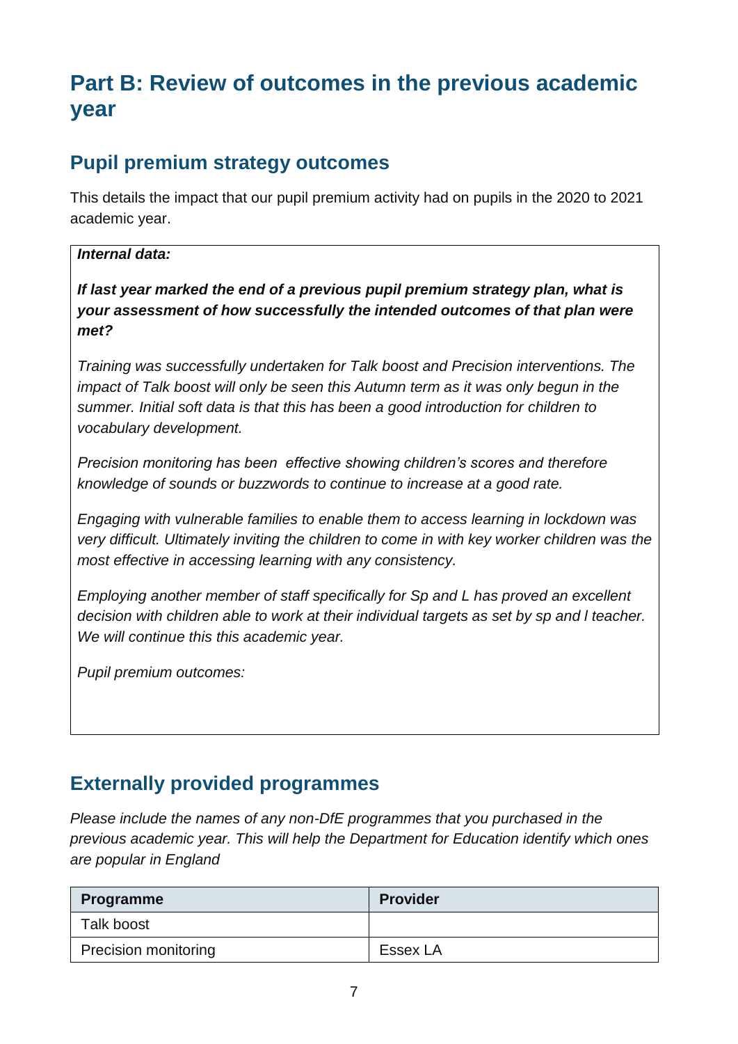# Part B: Review of outcomes in the previous academic year

## Pupil premium strategy outcomes

This details the impact that our pupil premium activity had on pupils in the 2020 to 2021 academic year.

***Internal data:***

***If last year marked the end of a previous pupil premium strategy plan, what is your assessment of how successfully the intended outcomes of that plan were met?***

*Training was successfully undertaken for Talk boost and Precision interventions. The impact of Talk boost will only be seen this Autumn term as it was only begun in the summer. Initial soft data is that this has been a good introduction for children to vocabulary development.*

*Precision monitoring has been effective showing children's scores and therefore knowledge of sounds or buzzwords to continue to increase at a good rate.*

*Engaging with vulnerable families to enable them to access learning in lockdown was very difficult. Ultimately inviting the children to come in with key worker children was the most effective in accessing learning with any consistency.*

*Employing another member of staff specifically for Sp and L has proved an excellent decision with children able to work at their individual targets as set by sp and l teacher. We will continue this this academic year.*

*Pupil premium outcomes:*

## Externally provided programmes

*Please include the names of any non-DfE programmes that you purchased in the previous academic year. This will help the Department for Education identify which ones are popular in England*

| Programme | Provider |
|---|---|
| Talk boost | |
| Precision monitoring | Essex LA |